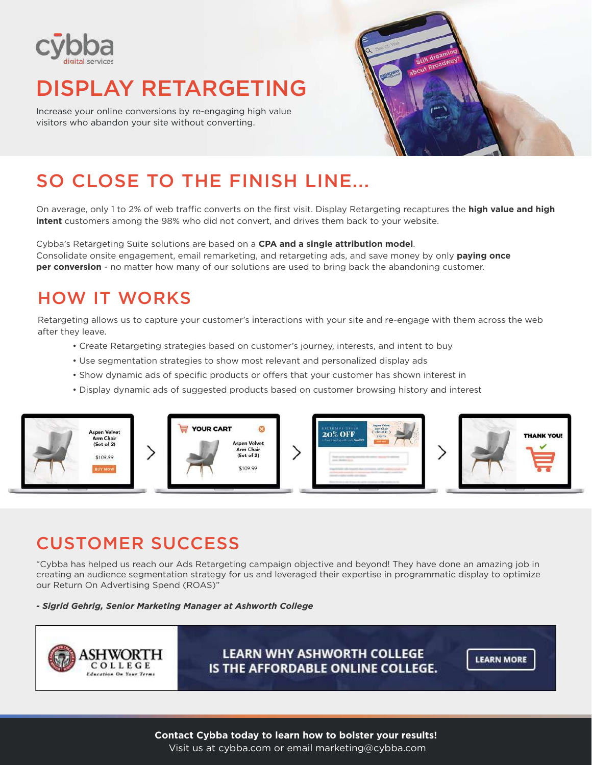cybba digital services

# DISPLAY RETARGETING

Increase your online conversions by re-engaging high value visitors who abandon your site without converting.

## SO CLOSE TO THE FINISH LINE...

On average, only 1 to 2% of web traffic converts on the first visit. Display Retargeting recaptures the **high value and high intent** customers among the 98% who did not convert, and drives them back to your website.

Cybba's Retargeting Suite solutions are based on a **CPA and a single attribution model**.
Consolidate onsite engagement, email remarketing, and retargeting ads, and save money by only **paying once per conversion** - no matter how many of our solutions are used to bring back the abandoning customer.

## HOW IT WORKS

Retargeting allows us to capture your customer's interactions with your site and re-engage with them across the web after they leave.

- Create Retargeting strategies based on customer's journey, interests, and intent to buy
- Use segmentation strategies to show most relevant and personalized display ads
- Show dynamic ads of specific products or offers that your customer has shown interest in
- Display dynamic ads of suggested products based on customer browsing history and interest

## CUSTOMER SUCCESS

"Cybba has helped us reach our Ads Retargeting campaign objective and beyond! They have done an amazing job in creating an audience segmentation strategy for us and leveraged their expertise in programmatic display to optimize our Return On Advertising Spend (ROAS)"

***- Sigrid Gehrig, Senior Marketing Manager at Ashworth College***

**Contact Cybba today to learn how to bolster your results!**
Visit us at cybba.com or email marketing@cybba.com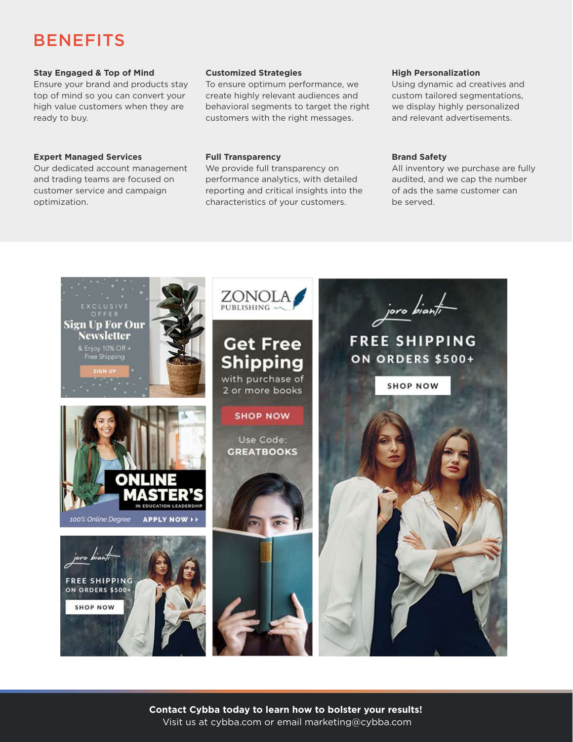# BENEFITS

**Stay Engaged & Top of Mind**
Ensure your brand and products stay top of mind so you can convert your high value customers when they are ready to buy.

**Customized Strategies**
To ensure optimum performance, we create highly relevant audiences and behavioral segments to target the right customers with the right messages.

**High Personalization**
Using dynamic ad creatives and custom tailored segmentations, we display highly personalized and relevant advertisements.

**Expert Managed Services**
Our dedicated account management and trading teams are focused on customer service and campaign optimization.

**Full Transparency**
We provide full transparency on performance analytics, with detailed reporting and critical insights into the characteristics of your customers.

**Brand Safety**
All inventory we purchase are fully audited, and we cap the number of ads the same customer can be served.

**Contact Cybba today to learn how to bolster your results!**
Visit us at cybba.com or email marketing@cybba.com